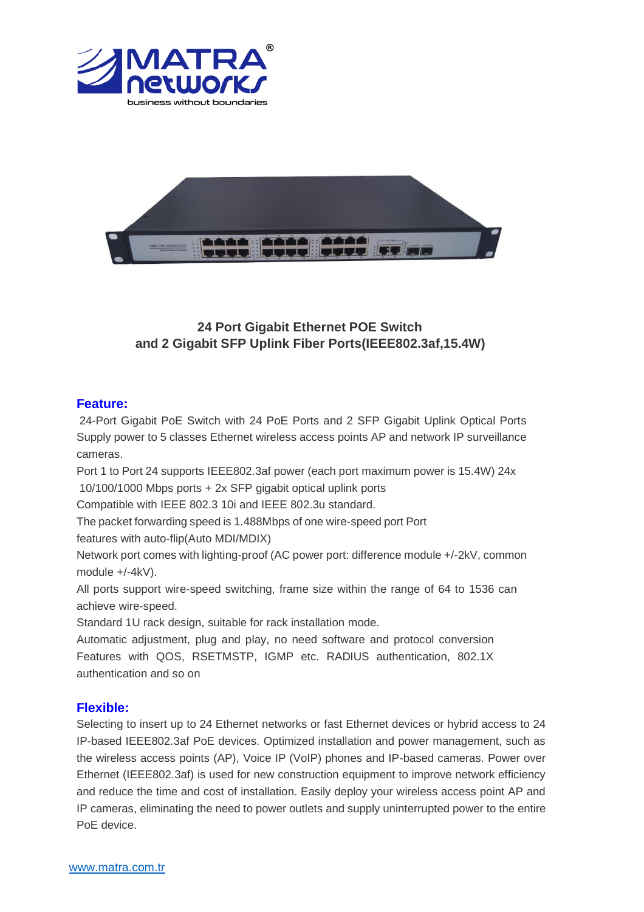## 24 Port Gigabit Ethernet POE Switch and 2 Gigabit SFP Uplink Fiber Ports(IEEE802.3af,15.4W)

### Feature:

24-Port Gigabit PoE Switch with 24 PoE Ports and 2 SFP Gigabit Uplink Optical Ports
Supply power to 5 classes Ethernet wireless access points AP and network IP surveillance cameras.
Port 1 to Port 24 supports IEEE802.3af power (each port maximum power is 15.4W) 24x 10/100/1000 Mbps ports + 2x SFP gigabit optical uplink ports
Compatible with IEEE 802.3 10i and IEEE 802.3u standard.
The packet forwarding speed is 1.488Mbps of one wire-speed port Port features with auto-flip(Auto MDI/MDIX)
Network port comes with lighting-proof (AC power port: difference module +/-2kV, common module +/-4kV).
All ports support wire-speed switching, frame size within the range of 64 to 1536 can achieve wire-speed.
Standard 1U rack design, suitable for rack installation mode.
Automatic adjustment, plug and play, no need software and protocol conversion
Features with QOS, RSETMSTP, IGMP etc. RADIUS authentication, 802.1X authentication and so on

### Flexible:

Selecting to insert up to 24 Ethernet networks or fast Ethernet devices or hybrid access to 24 IP-based IEEE802.3af PoE devices. Optimized installation and power management, such as the wireless access points (AP), Voice IP (VoIP) phones and IP-based cameras. Power over Ethernet (IEEE802.3af) is used for new construction equipment to improve network efficiency and reduce the time and cost of installation. Easily deploy your wireless access point AP and IP cameras, eliminating the need to power outlets and supply uninterrupted power to the entire PoE device.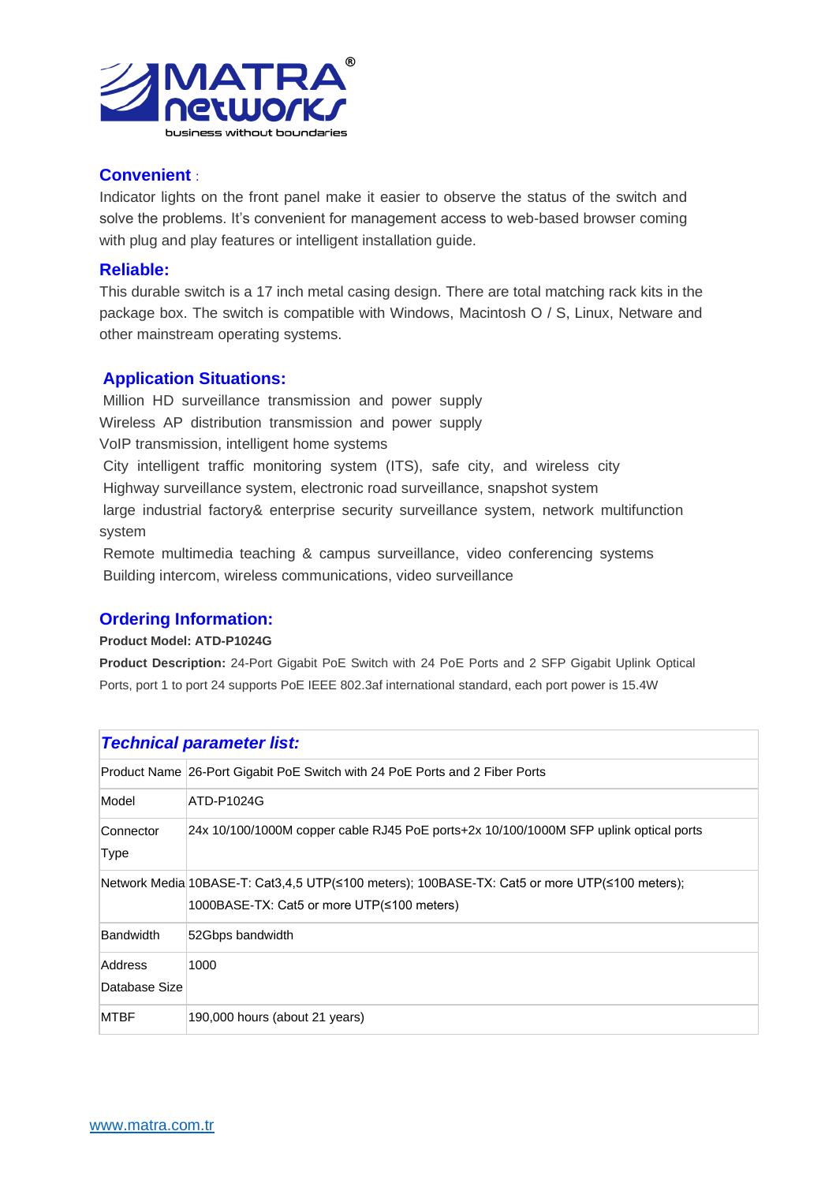## Convenient :

Indicator lights on the front panel make it easier to observe the status of the switch and solve the problems. It's convenient for management access to web-based browser coming with plug and play features or intelligent installation guide.

## Reliable:

This durable switch is a 17 inch metal casing design. There are total matching rack kits in the package box. The switch is compatible with Windows, Macintosh O / S, Linux, Netware and other mainstream operating systems.

## Application Situations:

Million HD surveillance transmission and power supply
Wireless AP distribution transmission and power supply
VoIP transmission, intelligent home systems
City intelligent traffic monitoring system (ITS), safe city, and wireless city
Highway surveillance system, electronic road surveillance, snapshot system
large industrial factory& enterprise security surveillance system, network multifunction system
Remote multimedia teaching & campus surveillance, video conferencing systems
Building intercom, wireless communications, video surveillance

## Ordering Information:

**Product Model: ATD-P1024G**

**Product Description:** 24-Port Gigabit PoE Switch with 24 PoE Ports and 2 SFP Gigabit Uplink Optical Ports, port 1 to port 24 supports PoE IEEE 802.3af international standard, each port power is 15.4W

| ***Technical parameter list:*** | |
|---|---|
| Product Name | 26-Port Gigabit PoE Switch with 24 PoE Ports and 2 Fiber Ports |
| Model | ATD-P1024G |
| Connector Type | 24x 10/100/1000M copper cable RJ45 PoE ports+2x 10/100/1000M SFP uplink optical ports |
| Network Media | 10BASE-T: Cat3,4,5 UTP(≤100 meters); 100BASE-TX: Cat5 or more UTP(≤100 meters); 1000BASE-TX: Cat5 or more UTP(≤100 meters) |
| Bandwidth | 52Gbps bandwidth |
| Address Database Size | 1000 |
| MTBF | 190,000 hours (about 21 years) |

www.matra.com.tr